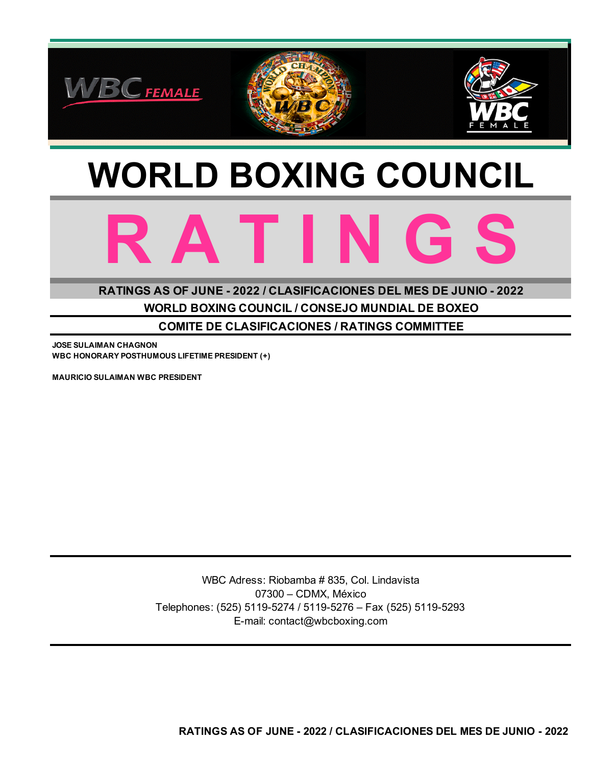# WORLD BOXING COUNCIL

# R A T I N G S

**RATINGS AS OF JUNE - 2022 / CLASIFICACIONES DEL MES DE JUNIO - 2022**

**WORLD BOXING COUNCIL / CONSEJO MUNDIAL DE BOXEO**

**COMITE DE CLASIFICACIONES / RATINGS COMMITTEE**

**JOSE SULAIMAN CHAGNON**
**WBC HONORARY POSTHUMOUS LIFETIME PRESIDENT (+)**

**MAURICIO SULAIMAN WBC PRESIDENT**

WBC Adress: Riobamba # 835, Col. Lindavista
07300 – CDMX, México
Telephones: (525) 5119-5274 / 5119-5276 – Fax (525) 5119-5293
E-mail: contact@wbcboxing.com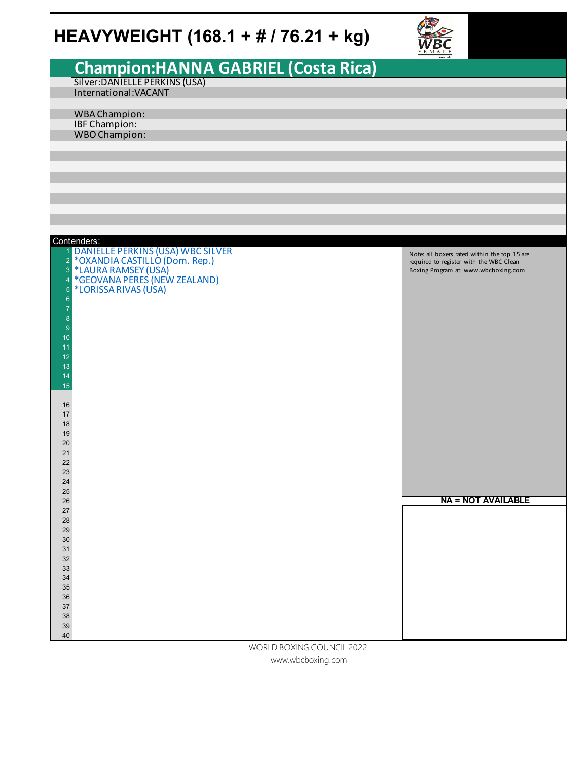# HEAVYWEIGHT (168.1 + # / 76.21 + kg)

## Champion:HANNA GABRIEL (Costa Rica)

Silver:DANIELLE PERKINS (USA)
International:VACANT

WBA Champion:
IBF Champion:
WBO Champion:

Contenders:

1. DANIELLE PERKINS (USA) WBC SILVER
2. *OXANDIA CASTILLO (Dom. Rep.)
3. *LAURA RAMSEY (USA)
4. *GEOVANA PERES (NEW ZEALAND)
5. *LORISSA RIVAS (USA)

Note: all boxers rated within the top 15 are required to register with the WBC Clean Boxing Program at: www.wbcboxing.com

**NA = NOT AVAILABLE**

WORLD BOXING COUNCIL 2022
www.wbcboxing.com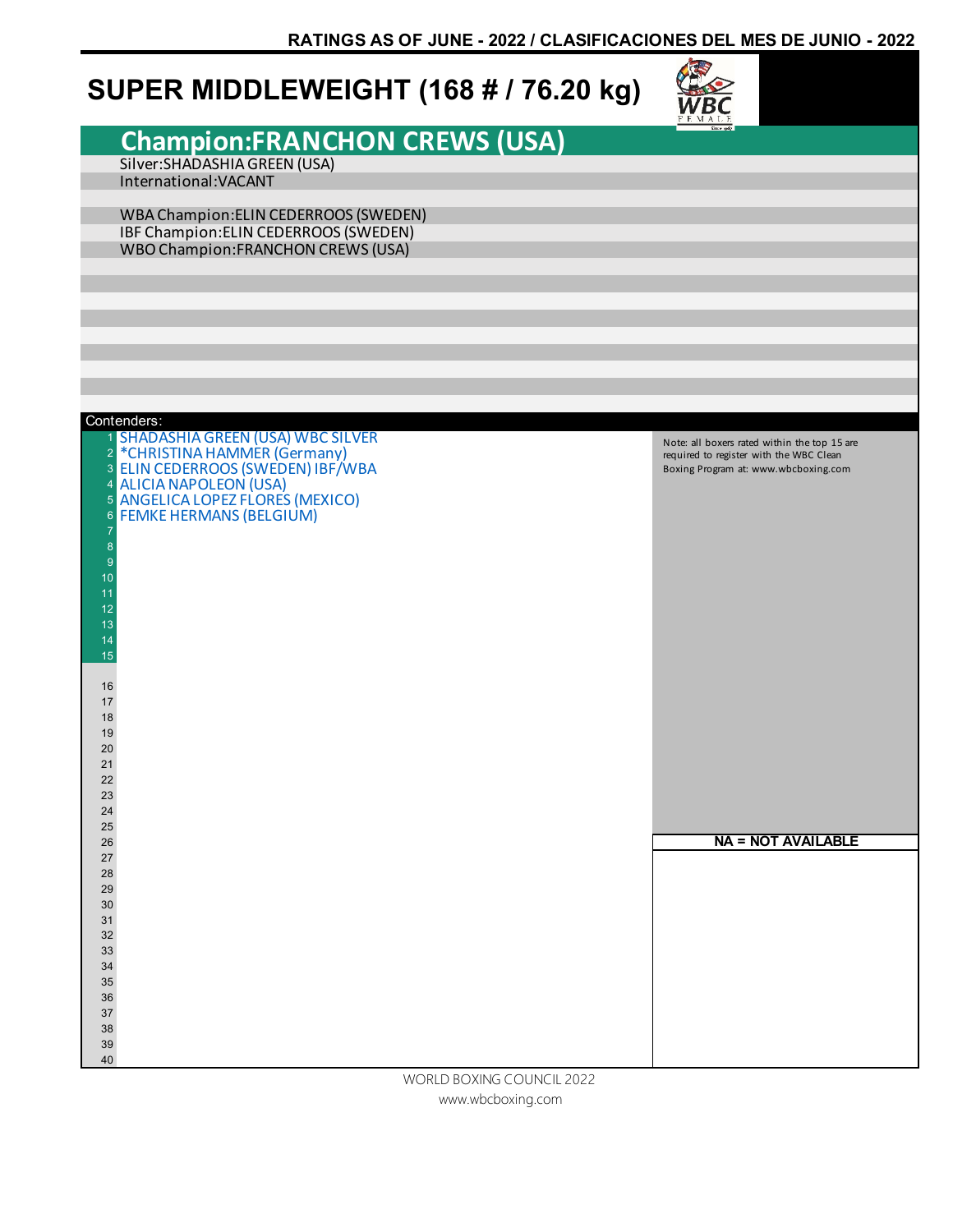RATINGS AS OF JUNE - 2022 / CLASIFICACIONES DEL MES DE JUNIO - 2022

# SUPER MIDDLEWEIGHT (168 # / 76.20 kg)

## Champion:FRANCHON CREWS (USA)

Silver:SHADASHIA GREEN (USA)
International:VACANT

WBA Champion:ELIN CEDERROOS (SWEDEN)
IBF Champion:ELIN CEDERROOS (SWEDEN)
WBO Champion:FRANCHON CREWS (USA)

Contenders:

1. SHADASHIA GREEN (USA) WBC SILVER
2. *CHRISTINA HAMMER (Germany)
3. ELIN CEDERROOS (SWEDEN) IBF/WBA
4. ALICIA NAPOLEON (USA)
5. ANGELICA LOPEZ FLORES (MEXICO)
6. FEMKE HERMANS (BELGIUM)

Note: all boxers rated within the top 15 are required to register with the WBC Clean Boxing Program at: www.wbcboxing.com

**NA = NOT AVAILABLE**

WORLD BOXING COUNCIL 2022
www.wbcboxing.com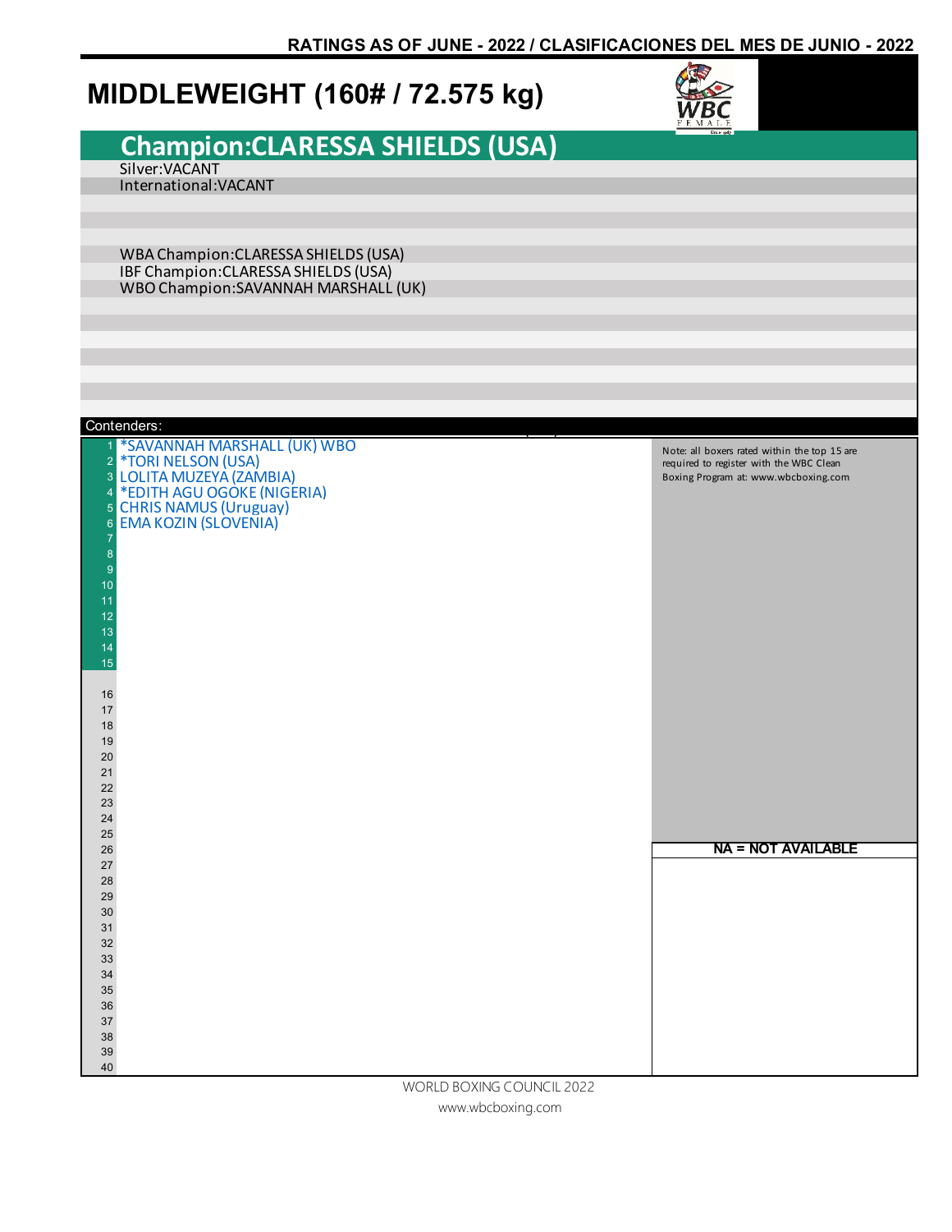RATINGS AS OF JUNE - 2022 / CLASIFICACIONES DEL MES DE JUNIO - 2022

# MIDDLEWEIGHT (160# / 72.575 kg)

## Champion:CLARESSA SHIELDS (USA)

Silver:VACANT
International:VACANT

WBA Champion:CLARESSA SHIELDS (USA)
IBF Champion:CLARESSA SHIELDS (USA)
WBO Champion:SAVANNAH MARSHALL (UK)

Contenders:

| # | Name |
|---|---|
| 1 | *SAVANNAH MARSHALL (UK) WBO |
| 2 | *TORI NELSON (USA) |
| 3 | LOLITA MUZEYA (ZAMBIA) |
| 4 | *EDITH AGU OGOKE (NIGERIA) |
| 5 | CHRIS NAMUS (Uruguay) |
| 6 | EMA KOZIN (SLOVENIA) |
| 7 | |
| 8 | |
| 9 | |
| 10 | |
| 11 | |
| 12 | |
| 13 | |
| 14 | |
| 15 | |
| 16 | |
| 17 | |
| 18 | |
| 19 | |
| 20 | |
| 21 | |
| 22 | |
| 23 | |
| 24 | |
| 25 | |
| 26 | |
| 27 | |
| 28 | |
| 29 | |
| 30 | |
| 31 | |
| 32 | |
| 33 | |
| 34 | |
| 35 | |
| 36 | |
| 37 | |
| 38 | |
| 39 | |
| 40 | |

Note: all boxers rated within the top 15 are required to register with the WBC Clean Boxing Program at: www.wbcboxing.com

**NA = NOT AVAILABLE**

WORLD BOXING COUNCIL 2022
www.wbcboxing.com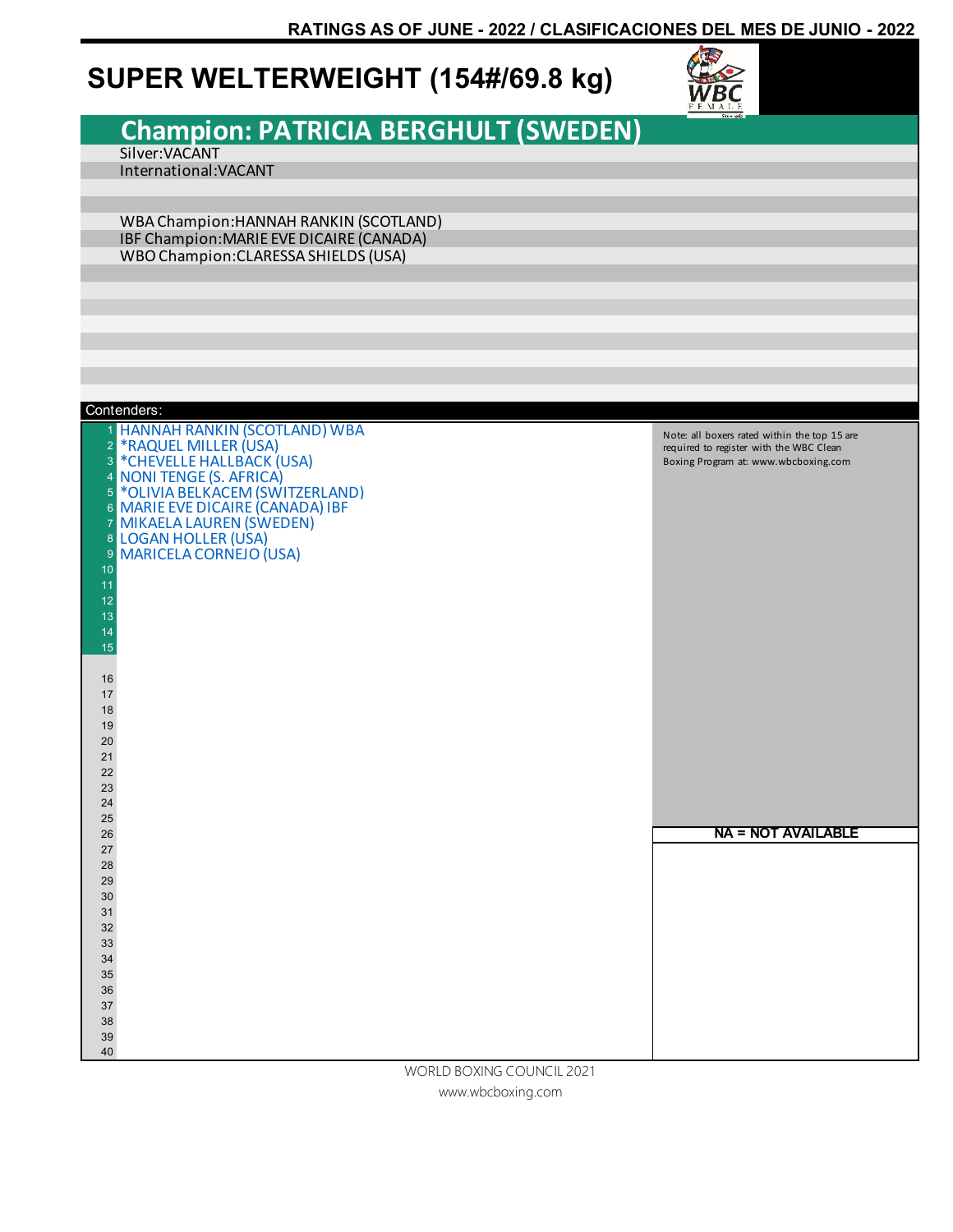RATINGS AS OF JUNE - 2022 / CLASIFICACIONES DEL MES DE JUNIO - 2022

# SUPER WELTERWEIGHT (154#/69.8 kg)

## Champion: PATRICIA BERGHULT (SWEDEN)

Silver:VACANT
International:VACANT

WBA Champion:HANNAH RANKIN (SCOTLAND)
IBF Champion:MARIE EVE DICAIRE (CANADA)
WBO Champion:CLARESSA SHIELDS (USA)

Contenders:

| # | Name |
|---|---|
| 1 | HANNAH RANKIN (SCOTLAND) WBA |
| 2 | *RAQUEL MILLER (USA) |
| 3 | *CHEVELLE HALLBACK (USA) |
| 4 | NONI TENGE (S. AFRICA) |
| 5 | *OLIVIA BELKACEM (SWITZERLAND) |
| 6 | MARIE EVE DICAIRE (CANADA) IBF |
| 7 | MIKAELA LAUREN (SWEDEN) |
| 8 | LOGAN HOLLER (USA) |
| 9 | MARICELA CORNEJO (USA) |
| 10 | |
| 11 | |
| 12 | |
| 13 | |
| 14 | |
| 15 | |
| 16 | |
| 17 | |
| 18 | |
| 19 | |
| 20 | |
| 21 | |
| 22 | |
| 23 | |
| 24 | |
| 25 | |
| 26 | |
| 27 | |
| 28 | |
| 29 | |
| 30 | |
| 31 | |
| 32 | |
| 33 | |
| 34 | |
| 35 | |
| 36 | |
| 37 | |
| 38 | |
| 39 | |
| 40 | |

Note: all boxers rated within the top 15 are required to register with the WBC Clean Boxing Program at: www.wbcboxing.com

**NA = NOT AVAILABLE**

WORLD BOXING COUNCIL 2021
www.wbcboxing.com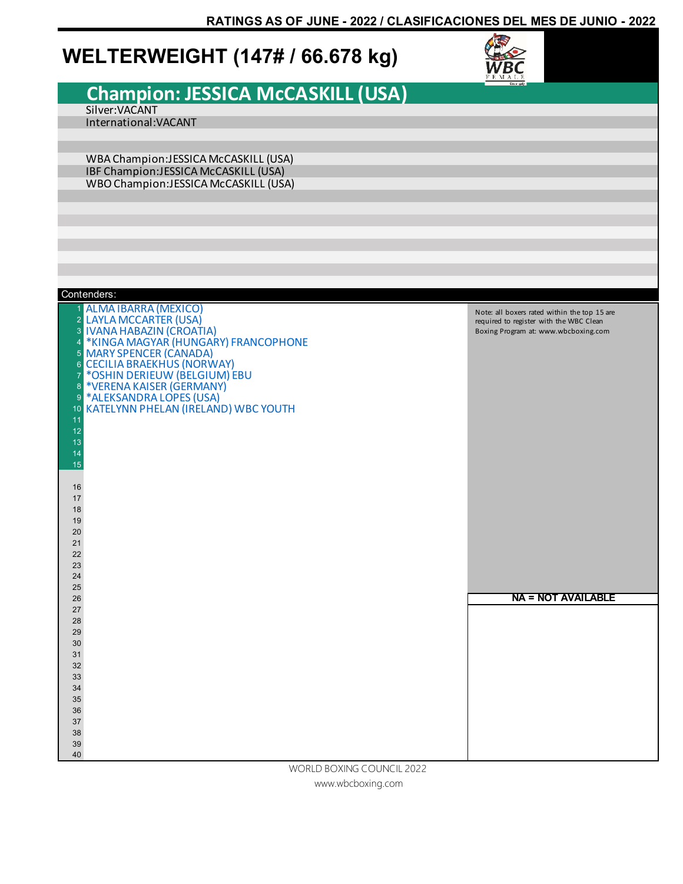RATINGS AS OF JUNE - 2022 / CLASIFICACIONES DEL MES DE JUNIO - 2022

# WELTERWEIGHT (147# / 66.678 kg)

## Champion: JESSICA McCASKILL (USA)

Silver:VACANT
International:VACANT

WBA Champion:JESSICA McCASKILL (USA)
IBF Champion:JESSICA McCASKILL (USA)
WBO Champion:JESSICA McCASKILL (USA)

Contenders:

| # | Contender |
|---|---|
| 1 | ALMA IBARRA (MEXICO) |
| 2 | LAYLA MCCARTER (USA) |
| 3 | IVANA HABAZIN (CROATIA) |
| 4 | *KINGA MAGYAR (HUNGARY) FRANCOPHONE |
| 5 | MARY SPENCER (CANADA) |
| 6 | CECILIA BRAEKHUS (NORWAY) |
| 7 | *OSHIN DERIEUW (BELGIUM) EBU |
| 8 | *VERENA KAISER (GERMANY) |
| 9 | *ALEKSANDRA LOPES (USA) |
| 10 | KATELYNN PHELAN (IRELAND) WBC YOUTH |
| 11 | |
| 12 | |
| 13 | |
| 14 | |
| 15 | |
| 16 | |
| 17 | |
| 18 | |
| 19 | |
| 20 | |
| 21 | |
| 22 | |
| 23 | |
| 24 | |
| 25 | |
| 26 | |
| 27 | |
| 28 | |
| 29 | |
| 30 | |
| 31 | |
| 32 | |
| 33 | |
| 34 | |
| 35 | |
| 36 | |
| 37 | |
| 38 | |
| 39 | |
| 40 | |

Note: all boxers rated within the top 15 are required to register with the WBC Clean Boxing Program at: www.wbcboxing.com

**NA = NOT AVAILABLE**

WORLD BOXING COUNCIL 2022
www.wbcboxing.com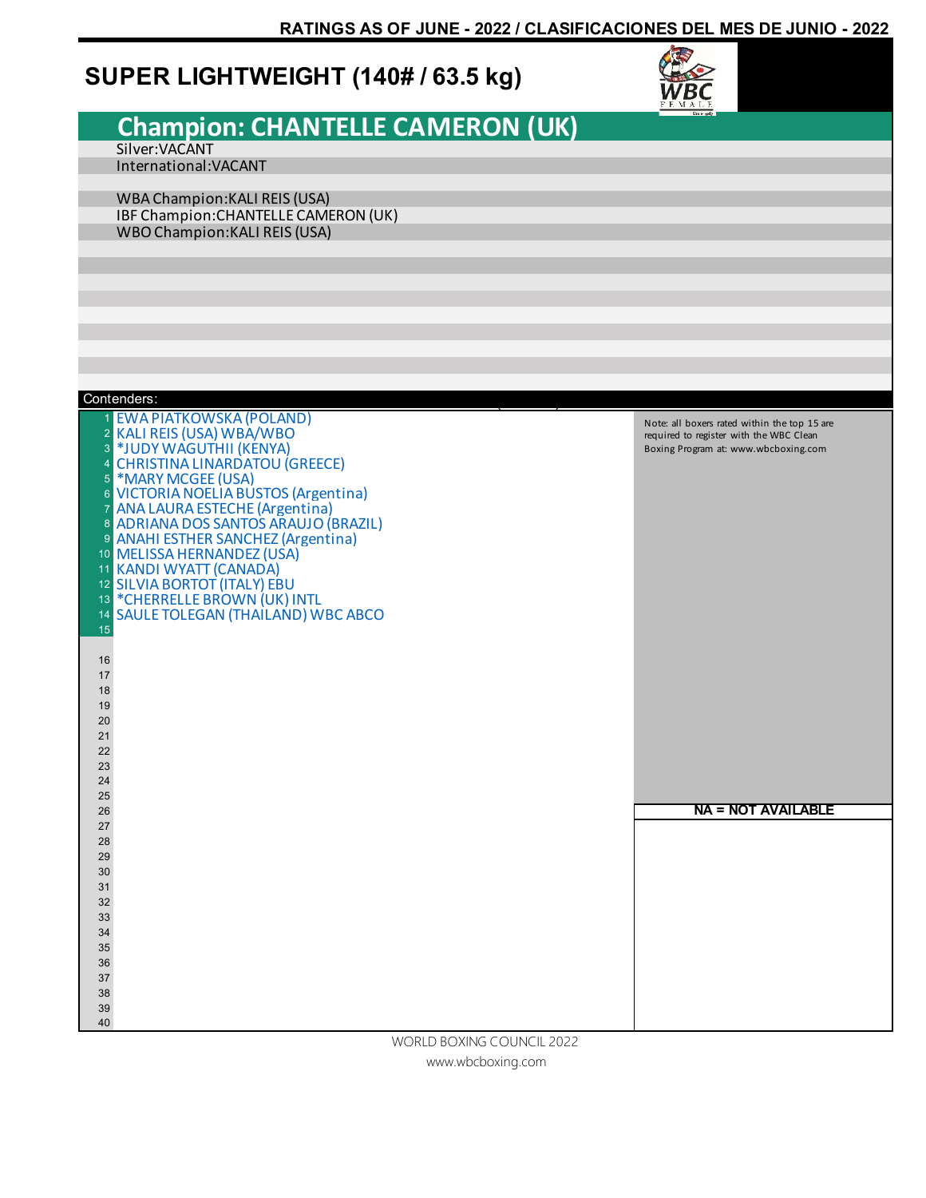RATINGS AS OF JUNE - 2022 / CLASIFICACIONES DEL MES DE JUNIO - 2022

# SUPER LIGHTWEIGHT (140# / 63.5 kg)

## Champion: CHANTELLE CAMERON (UK)

Silver:VACANT

International:VACANT

WBA Champion:KALI REIS (USA)

IBF Champion:CHANTELLE CAMERON (UK)

WBO Champion:KALI REIS (USA)

Contenders:

| # | Contender |
|---|---|
| 1 | EWA PIATKOWSKA (POLAND) |
| 2 | KALI REIS (USA) WBA/WBO |
| 3 | *JUDY WAGUTHII (KENYA) |
| 4 | CHRISTINA LINARDATOU (GREECE) |
| 5 | *MARY MCGEE (USA) |
| 6 | VICTORIA NOELIA BUSTOS (Argentina) |
| 7 | ANA LAURA ESTECHE (Argentina) |
| 8 | ADRIANA DOS SANTOS ARAUJO (BRAZIL) |
| 9 | ANAHI ESTHER SANCHEZ (Argentina) |
| 10 | MELISSA HERNANDEZ (USA) |
| 11 | KANDI WYATT (CANADA) |
| 12 | SILVIA BORTOT (ITALY) EBU |
| 13 | *CHERRELLE BROWN (UK) INTL |
| 14 | SAULE TOLEGAN (THAILAND) WBC ABCO |
| 15 | |
| 16 | |
| 17 | |
| 18 | |
| 19 | |
| 20 | |
| 21 | |
| 22 | |
| 23 | |
| 24 | |
| 25 | |
| 26 | |
| 27 | |
| 28 | |
| 29 | |
| 30 | |
| 31 | |
| 32 | |
| 33 | |
| 34 | |
| 35 | |
| 36 | |
| 37 | |
| 38 | |
| 39 | |
| 40 | |

Note: all boxers rated within the top 15 are required to register with the WBC Clean Boxing Program at: www.wbcboxing.com

**NA = NOT AVAILABLE**

WORLD BOXING COUNCIL 2022

www.wbcboxing.com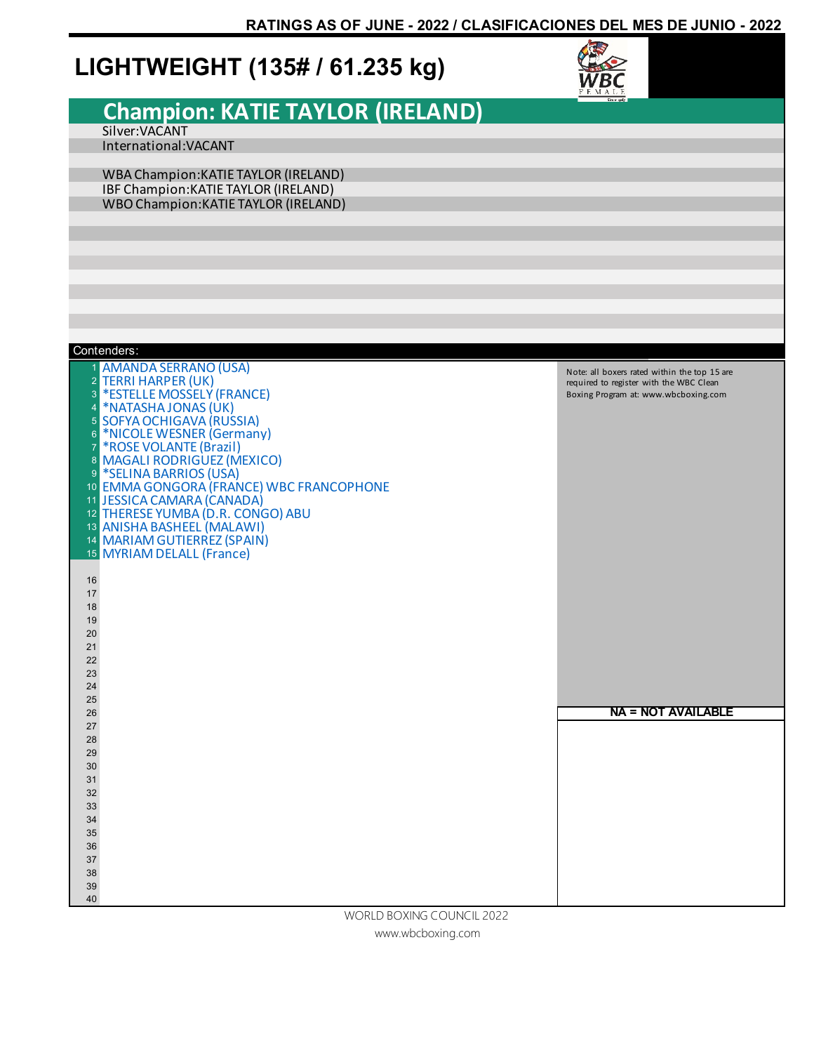RATINGS AS OF JUNE - 2022 / CLASIFICACIONES DEL MES DE JUNIO - 2022

# LIGHTWEIGHT (135# / 61.235 kg)

## Champion: KATIE TAYLOR (IRELAND)

Silver:VACANT
International:VACANT

WBA Champion:KATIE TAYLOR (IRELAND)
IBF Champion:KATIE TAYLOR (IRELAND)
WBO Champion:KATIE TAYLOR (IRELAND)

Contenders:

1. AMANDA SERRANO (USA)
2. TERRI HARPER (UK)
3. *ESTELLE MOSSELY (FRANCE)
4. *NATASHA JONAS (UK)
5. SOFYA OCHIGAVA (RUSSIA)
6. *NICOLE WESNER (Germany)
7. *ROSE VOLANTE (Brazil)
8. MAGALI RODRIGUEZ (MEXICO)
9. *SELINA BARRIOS (USA)
10. EMMA GONGORA (FRANCE) WBC FRANCOPHONE
11. JESSICA CAMARA (CANADA)
12. THERESE YUMBA (D.R. CONGO) ABU
13. ANISHA BASHEEL (MALAWI)
14. MARIAM GUTIERREZ (SPAIN)
15. MYRIAM DELALL (France)

Note: all boxers rated within the top 15 are required to register with the WBC Clean Boxing Program at: www.wbcboxing.com

NA = NOT AVAILABLE

WORLD BOXING COUNCIL 2022
www.wbcboxing.com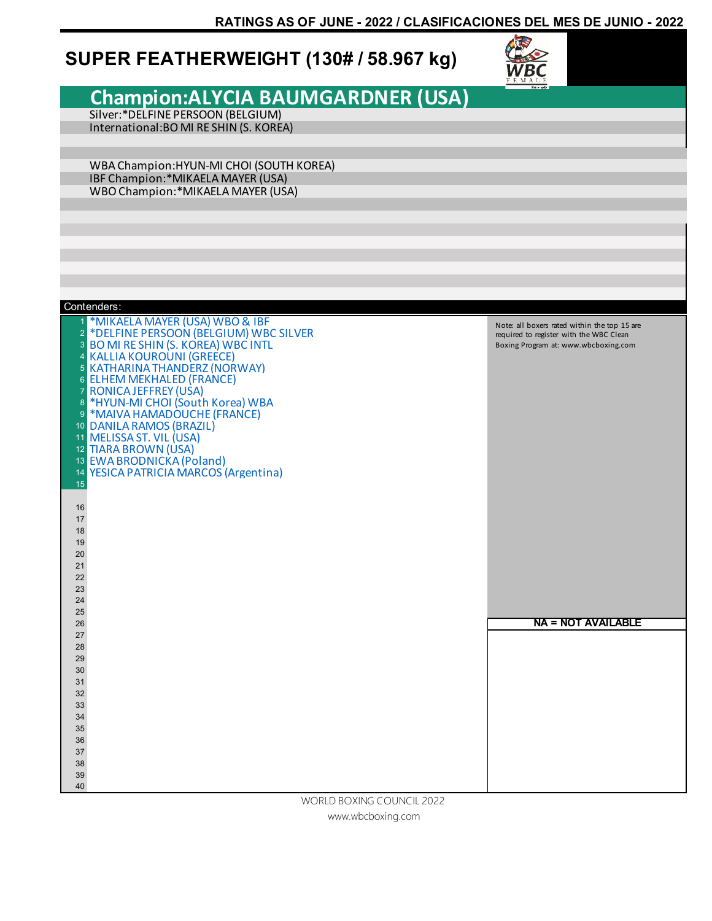RATINGS AS OF JUNE - 2022 / CLASIFICACIONES DEL MES DE JUNIO - 2022

# SUPER FEATHERWEIGHT (130# / 58.967 kg)

## Champion:ALYCIA BAUMGARDNER (USA)

Silver:*DELFINE PERSOON (BELGIUM)
International:BO MI RE SHIN (S. KOREA)

WBA Champion:HYUN-MI CHOI (SOUTH KOREA)
IBF Champion:*MIKAELA MAYER (USA)
WBO Champion:*MIKAELA MAYER (USA)

Contenders:

| # | Name |
|---|---|
| 1 | *MIKAELA MAYER (USA) WBO & IBF |
| 2 | *DELFINE PERSOON (BELGIUM) WBC SILVER |
| 3 | BO MI RE SHIN (S. KOREA) WBC INTL |
| 4 | KALLIA KOUROUNI (GREECE) |
| 5 | KATHARINA THANDERZ (NORWAY) |
| 6 | ELHEM MEKHALED (FRANCE) |
| 7 | RONICA JEFFREY (USA) |
| 8 | *HYUN-MI CHOI (South Korea) WBA |
| 9 | *MAIVA HAMADOUCHE (FRANCE) |
| 10 | DANILA RAMOS (BRAZIL) |
| 11 | MELISSA ST. VIL (USA) |
| 12 | TIARA BROWN (USA) |
| 13 | EWA BRODNICKA (Poland) |
| 14 | YESICA PATRICIA MARCOS (Argentina) |
| 15 | |
| 16 | |
| 17 | |
| 18 | |
| 19 | |
| 20 | |
| 21 | |
| 22 | |
| 23 | |
| 24 | |
| 25 | |
| 26 | |
| 27 | |
| 28 | |
| 29 | |
| 30 | |
| 31 | |
| 32 | |
| 33 | |
| 34 | |
| 35 | |
| 36 | |
| 37 | |
| 38 | |
| 39 | |
| 40 | |

Note: all boxers rated within the top 15 are required to register with the WBC Clean Boxing Program at: www.wbcboxing.com

**NA = NOT AVAILABLE**

WORLD BOXING COUNCIL 2022
www.wbcboxing.com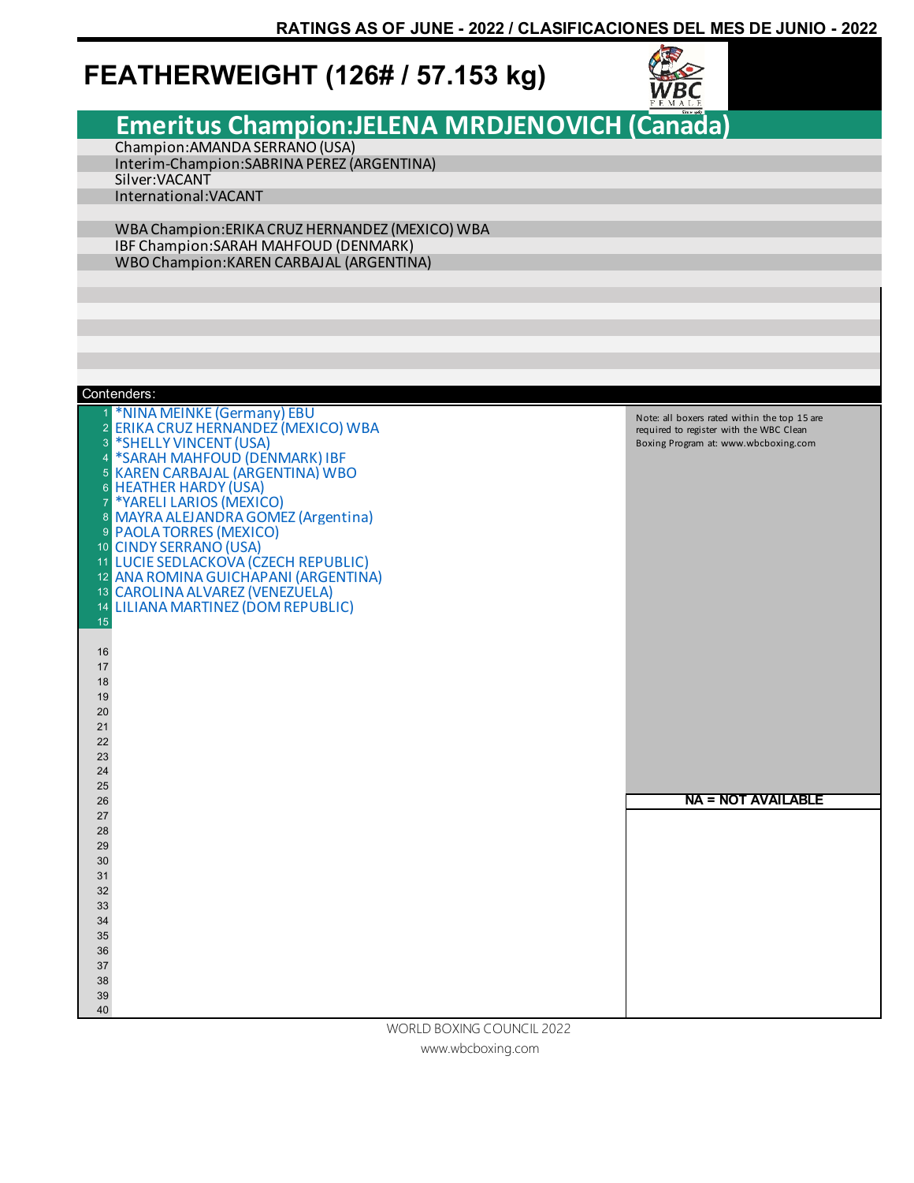RATINGS AS OF JUNE - 2022 / CLASIFICACIONES DEL MES DE JUNIO - 2022

# FEATHERWEIGHT (126# / 57.153 kg)

## Emeritus Champion:JELENA MRDJENOVICH (Canada)

Champion:AMANDA SERRANO (USA)
Interim-Champion:SABRINA PEREZ (ARGENTINA)
Silver:VACANT
International:VACANT

WBA Champion:ERIKA CRUZ HERNANDEZ (MEXICO) WBA
IBF Champion:SARAH MAHFOUD (DENMARK)
WBO Champion:KAREN CARBAJAL (ARGENTINA)

Contenders:

| # | Name |
|---|---|
| 1 | *NINA MEINKE (Germany) EBU |
| 2 | ERIKA CRUZ HERNANDEZ (MEXICO) WBA |
| 3 | *SHELLY VINCENT (USA) |
| 4 | *SARAH MAHFOUD (DENMARK) IBF |
| 5 | KAREN CARBAJAL (ARGENTINA) WBO |
| 6 | HEATHER HARDY (USA) |
| 7 | *YARELI LARIOS (MEXICO) |
| 8 | MAYRA ALEJANDRA GOMEZ (Argentina) |
| 9 | PAOLA TORRES (MEXICO) |
| 10 | CINDY SERRANO (USA) |
| 11 | LUCIE SEDLACKOVA (CZECH REPUBLIC) |
| 12 | ANA ROMINA GUICHAPANI (ARGENTINA) |
| 13 | CAROLINA ALVAREZ (VENEZUELA) |
| 14 | LILIANA MARTINEZ (DOM REPUBLIC) |
| 15 | |
| 16 | |
| 17 | |
| 18 | |
| 19 | |
| 20 | |
| 21 | |
| 22 | |
| 23 | |
| 24 | |
| 25 | |
| 26 | |
| 27 | |
| 28 | |
| 29 | |
| 30 | |
| 31 | |
| 32 | |
| 33 | |
| 34 | |
| 35 | |
| 36 | |
| 37 | |
| 38 | |
| 39 | |
| 40 | |

Note: all boxers rated within the top 15 are required to register with the WBC Clean Boxing Program at: www.wbcboxing.com

**NA = NOT AVAILABLE**

WORLD BOXING COUNCIL 2022
www.wbcboxing.com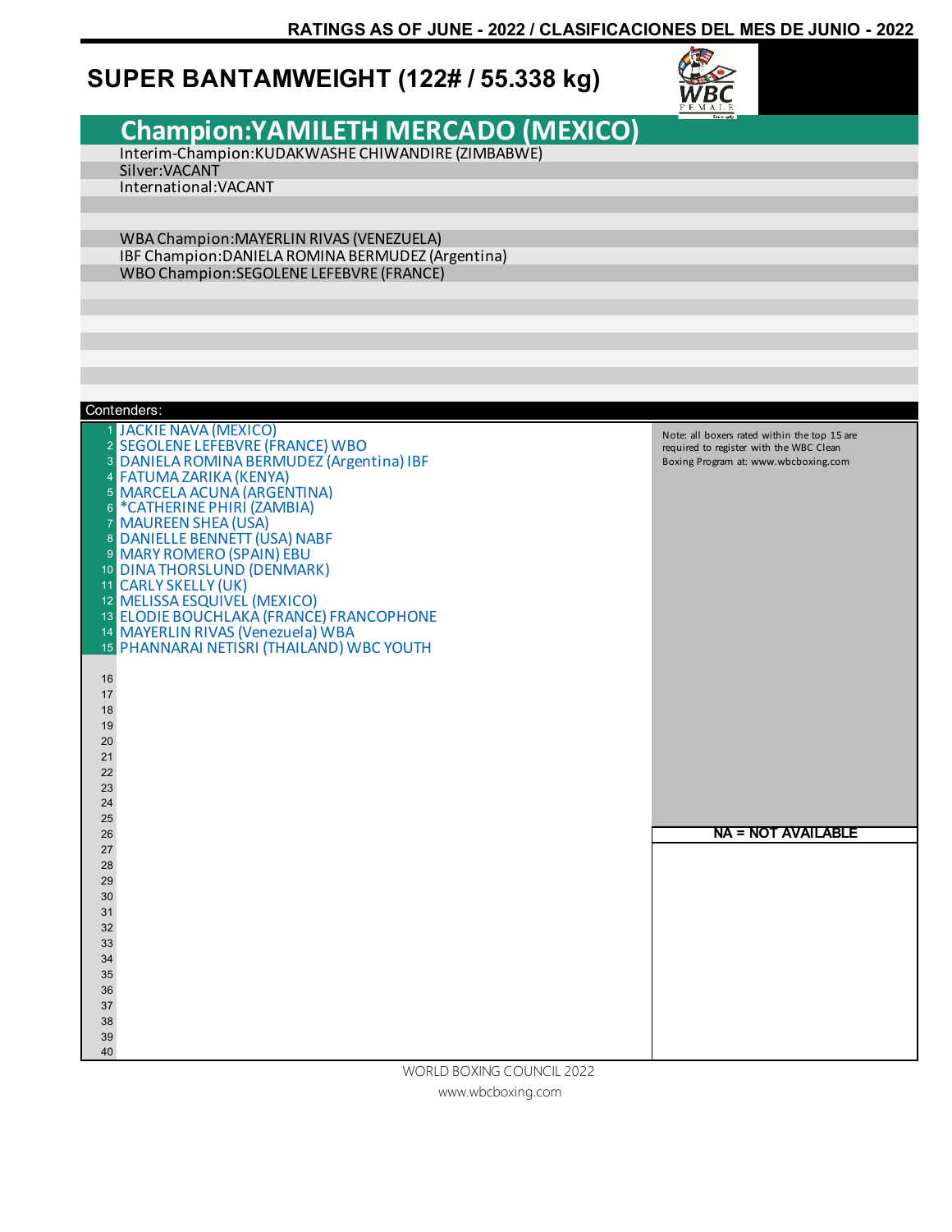RATINGS AS OF JUNE - 2022 / CLASIFICACIONES DEL MES DE JUNIO - 2022

# SUPER BANTAMWEIGHT (122# / 55.338 kg)

## Champion:YAMILETH MERCADO (MEXICO)

Interim-Champion:KUDAKWASHE CHIWANDIRE (ZIMBABWE)
Silver:VACANT
International:VACANT

WBA Champion:MAYERLIN RIVAS (VENEZUELA)
IBF Champion:DANIELA ROMINA BERMUDEZ (Argentina)
WBO Champion:SEGOLENE LEFEBVRE (FRANCE)

Contenders:

| # | Name |
|---|---|
| 1 | JACKIE NAVA (MEXICO) |
| 2 | SEGOLENE LEFEBVRE (FRANCE) WBO |
| 3 | DANIELA ROMINA BERMUDEZ (Argentina) IBF |
| 4 | FATUMA ZARIKA (KENYA) |
| 5 | MARCELA ACUNA (ARGENTINA) |
| 6 | *CATHERINE PHIRI (ZAMBIA) |
| 7 | MAUREEN SHEA (USA) |
| 8 | DANIELLE BENNETT (USA) NABF |
| 9 | MARY ROMERO (SPAIN) EBU |
| 10 | DINA THORSLUND (DENMARK) |
| 11 | CARLY SKELLY (UK) |
| 12 | MELISSA ESQUIVEL (MEXICO) |
| 13 | ELODIE BOUCHLAKA (FRANCE) FRANCOPHONE |
| 14 | MAYERLIN RIVAS (Venezuela) WBA |
| 15 | PHANNARAI NETISRI (THAILAND) WBC YOUTH |
| 16 | |
| 17 | |
| 18 | |
| 19 | |
| 20 | |
| 21 | |
| 22 | |
| 23 | |
| 24 | |
| 25 | |
| 26 | |
| 27 | |
| 28 | |
| 29 | |
| 30 | |
| 31 | |
| 32 | |
| 33 | |
| 34 | |
| 35 | |
| 36 | |
| 37 | |
| 38 | |
| 39 | |
| 40 | |

Note: all boxers rated within the top 15 are required to register with the WBC Clean Boxing Program at: www.wbcboxing.com

NA = NOT AVAILABLE

WORLD BOXING COUNCIL 2022
www.wbcboxing.com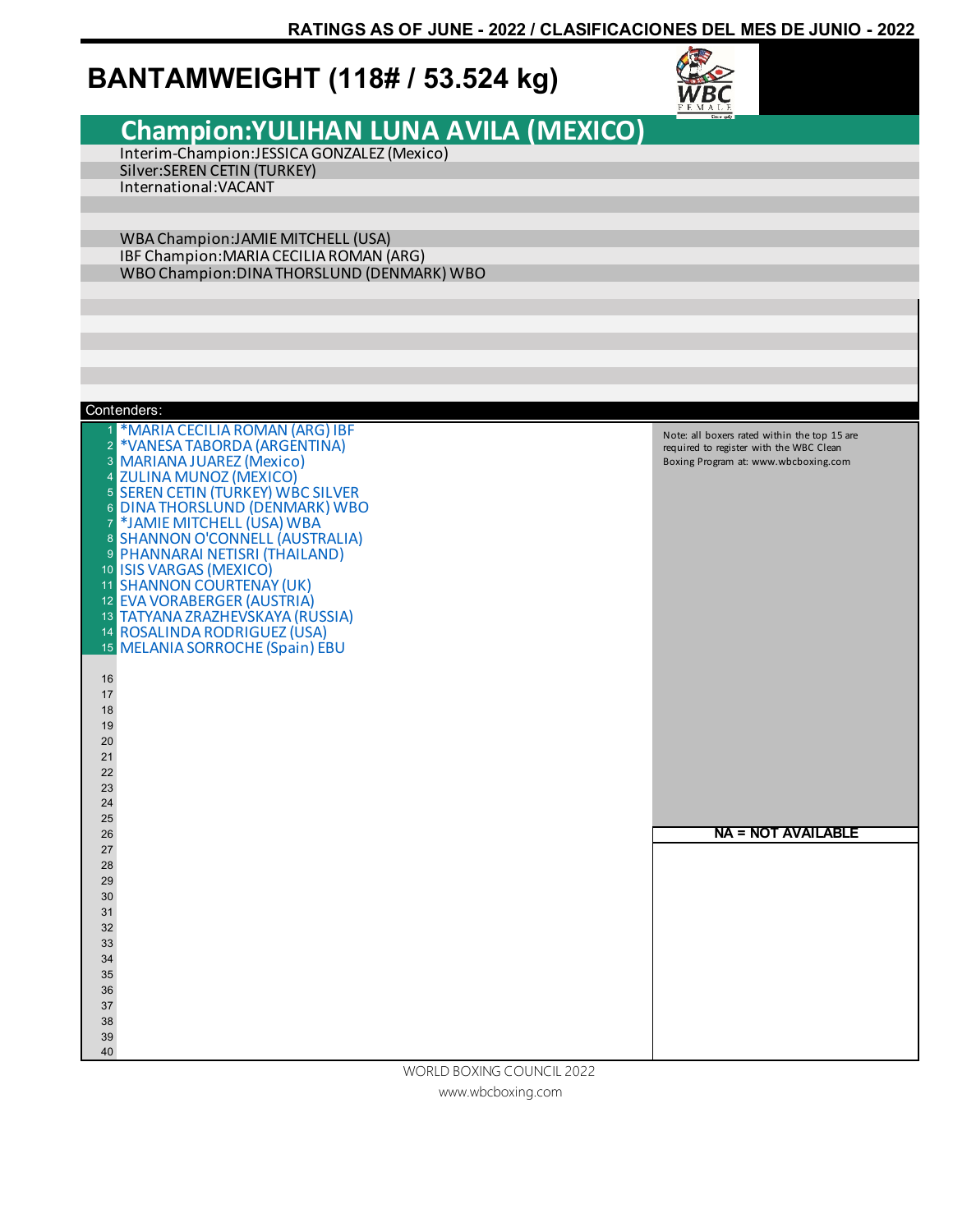RATINGS AS OF JUNE - 2022 / CLASIFICACIONES DEL MES DE JUNIO - 2022

# BANTAMWEIGHT (118# / 53.524 kg)

## Champion:YULIHAN LUNA AVILA (MEXICO)

Interim-Champion:JESSICA GONZALEZ (Mexico)
Silver:SEREN CETIN (TURKEY)
International:VACANT

WBA Champion:JAMIE MITCHELL (USA)
IBF Champion:MARIA CECILIA ROMAN (ARG)
WBO Champion:DINA THORSLUND (DENMARK) WBO

Contenders:

| # | Contender |
|---|---|
| 1 | *MARIA CECILIA ROMAN (ARG) IBF |
| 2 | *VANESA TABORDA (ARGENTINA) |
| 3 | MARIANA JUAREZ (Mexico) |
| 4 | ZULINA MUNOZ (MEXICO) |
| 5 | SEREN CETIN (TURKEY) WBC SILVER |
| 6 | DINA THORSLUND (DENMARK) WBO |
| 7 | *JAMIE MITCHELL (USA) WBA |
| 8 | SHANNON O'CONNELL (AUSTRALIA) |
| 9 | PHANNARAI NETISRI (THAILAND) |
| 10 | ISIS VARGAS (MEXICO) |
| 11 | SHANNON COURTENAY (UK) |
| 12 | EVA VORABERGER (AUSTRIA) |
| 13 | TATYANA ZRAZHEVSKAYA (RUSSIA) |
| 14 | ROSALINDA RODRIGUEZ (USA) |
| 15 | MELANIA SORROCHE (Spain) EBU |
| 16 | |
| 17 | |
| 18 | |
| 19 | |
| 20 | |
| 21 | |
| 22 | |
| 23 | |
| 24 | |
| 25 | |
| 26 | |
| 27 | |
| 28 | |
| 29 | |
| 30 | |
| 31 | |
| 32 | |
| 33 | |
| 34 | |
| 35 | |
| 36 | |
| 37 | |
| 38 | |
| 39 | |
| 40 | |

Note: all boxers rated within the top 15 are required to register with the WBC Clean Boxing Program at: www.wbcboxing.com

**NA = NOT AVAILABLE**

WORLD BOXING COUNCIL 2022
www.wbcboxing.com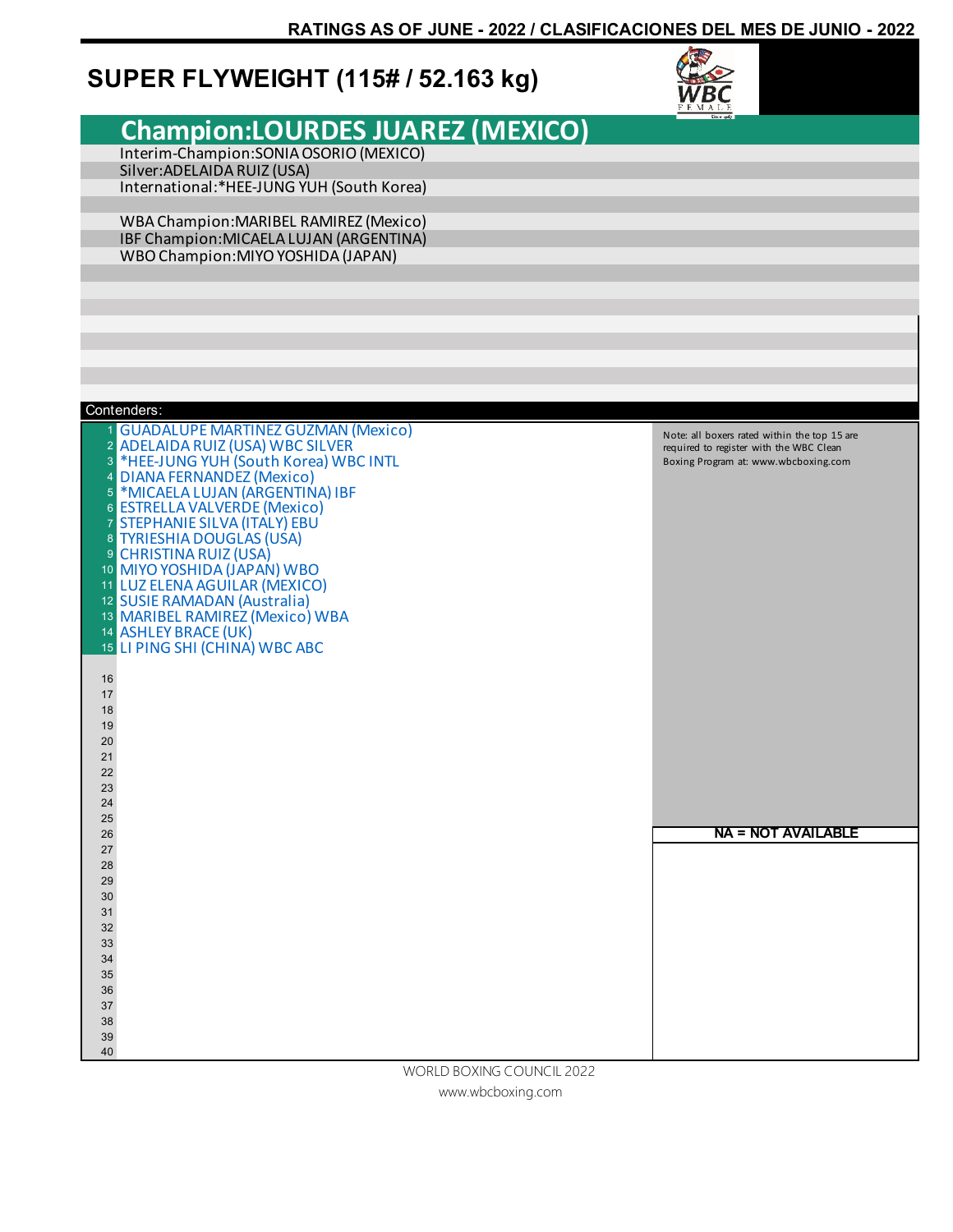RATINGS AS OF JUNE - 2022 / CLASIFICACIONES DEL MES DE JUNIO - 2022

## SUPER FLYWEIGHT (115# / 52.163 kg)

### Champion:LOURDES JUAREZ (MEXICO)

Interim-Champion:SONIA OSORIO (MEXICO)
Silver:ADELAIDA RUIZ (USA)
International:*HEE-JUNG YUH (South Korea)

WBA Champion:MARIBEL RAMIREZ (Mexico)
IBF Champion:MICAELA LUJAN (ARGENTINA)
WBO Champion:MIYO YOSHIDA (JAPAN)

Contenders:

1. GUADALUPE MARTINEZ GUZMAN (Mexico)
2. ADELAIDA RUIZ (USA) WBC SILVER
3. *HEE-JUNG YUH (South Korea) WBC INTL
4. DIANA FERNANDEZ (Mexico)
5. *MICAELA LUJAN (ARGENTINA) IBF
6. ESTRELLA VALVERDE (Mexico)
7. STEPHANIE SILVA (ITALY) EBU
8. TYRIESHIA DOUGLAS (USA)
9. CHRISTINA RUIZ (USA)
10. MIYO YOSHIDA (JAPAN) WBO
11. LUZ ELENA AGUILAR (MEXICO)
12. SUSIE RAMADAN (Australia)
13. MARIBEL RAMIREZ (Mexico) WBA
14. ASHLEY BRACE (UK)
15. LI PING SHI (CHINA) WBC ABC

Note: all boxers rated within the top 15 are required to register with the WBC Clean Boxing Program at: www.wbcboxing.com

NA = NOT AVAILABLE

WORLD BOXING COUNCIL 2022
www.wbcboxing.com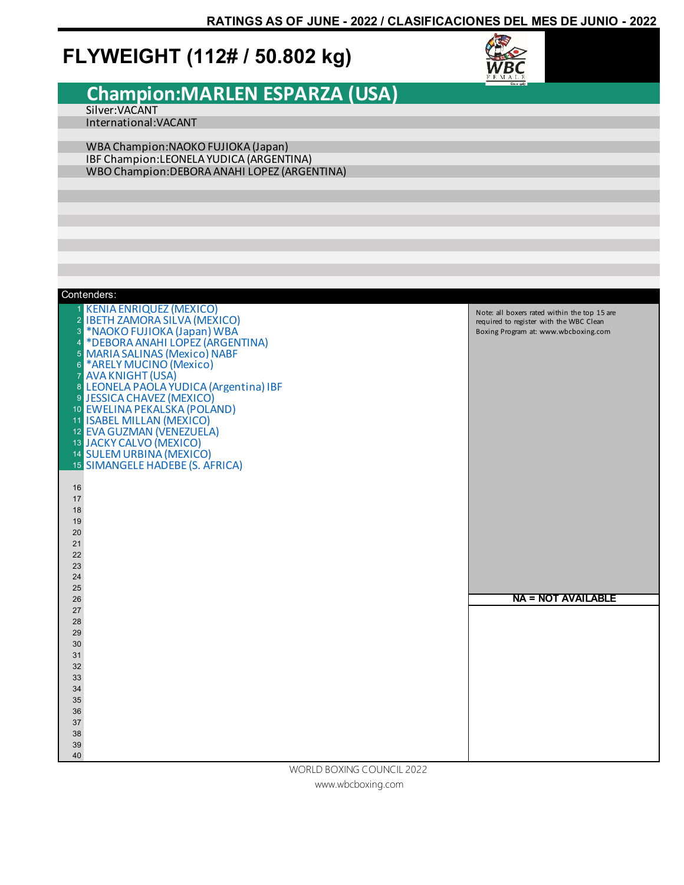RATINGS AS OF JUNE - 2022 / CLASIFICACIONES DEL MES DE JUNIO - 2022

# FLYWEIGHT (112# / 50.802 kg)

## Champion:MARLEN ESPARZA (USA)

Silver:VACANT
International:VACANT

WBA Champion:NAOKO FUJIOKA (Japan)
IBF Champion:LEONELA YUDICA (ARGENTINA)
WBO Champion:DEBORA ANAHI LOPEZ (ARGENTINA)

Contenders:

1. KENIA ENRIQUEZ (MEXICO)
2. IBETH ZAMORA SILVA (MEXICO)
3. *NAOKO FUJIOKA (Japan) WBA
4. *DEBORA ANAHI LOPEZ (ARGENTINA)
5. MARIA SALINAS (Mexico) NABF
6. *ARELY MUCINO (Mexico)
7. AVA KNIGHT (USA)
8. LEONELA PAOLA YUDICA (Argentina) IBF
9. JESSICA CHAVEZ (MEXICO)
10. EWELINA PEKALSKA (POLAND)
11. ISABEL MILLAN (MEXICO)
12. EVA GUZMAN (VENEZUELA)
13. JACKY CALVO (MEXICO)
14. SULEM URBINA (MEXICO)
15. SIMANGELE HADEBE (S. AFRICA)

Note: all boxers rated within the top 15 are required to register with the WBC Clean Boxing Program at: www.wbcboxing.com

NA = NOT AVAILABLE

WORLD BOXING COUNCIL 2022
www.wbcboxing.com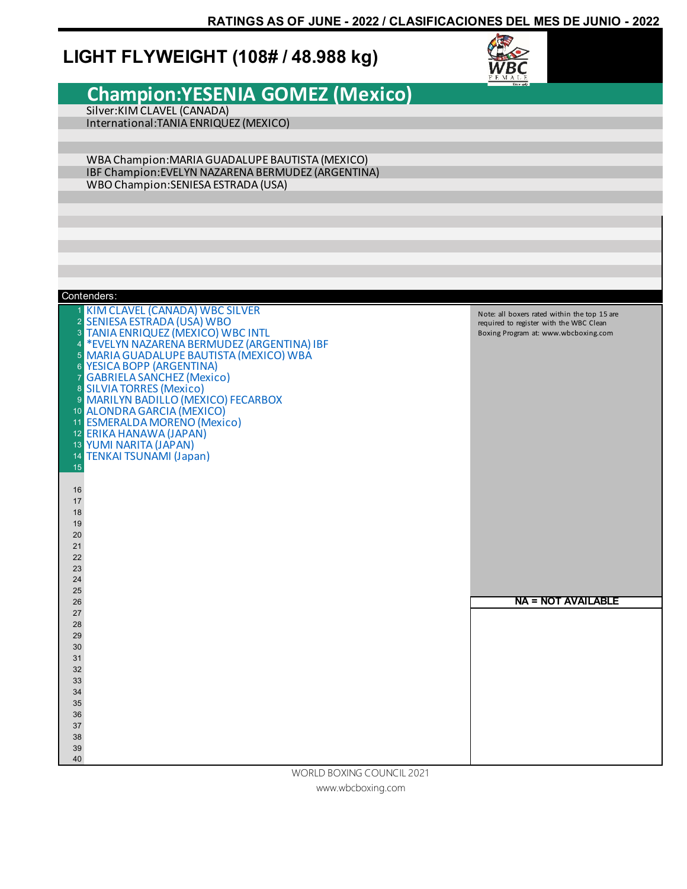RATINGS AS OF JUNE - 2022 / CLASIFICACIONES DEL MES DE JUNIO - 2022

# LIGHT FLYWEIGHT (108# / 48.988 kg)

## Champion:YESENIA GOMEZ (Mexico)

Silver:KIM CLAVEL (CANADA)
International:TANIA ENRIQUEZ (MEXICO)

WBA Champion:MARIA GUADALUPE BAUTISTA (MEXICO)
IBF Champion:EVELYN NAZARENA BERMUDEZ (ARGENTINA)
WBO Champion:SENIESA ESTRADA (USA)

**Contenders:**

| # | Name |
|---|---|
| 1 | KIM CLAVEL (CANADA) WBC SILVER |
| 2 | SENIESA ESTRADA (USA) WBO |
| 3 | TANIA ENRIQUEZ (MEXICO) WBC INTL |
| 4 | *EVELYN NAZARENA BERMUDEZ (ARGENTINA) IBF |
| 5 | MARIA GUADALUPE BAUTISTA (MEXICO) WBA |
| 6 | YESICA BOPP (ARGENTINA) |
| 7 | GABRIELA SANCHEZ (Mexico) |
| 8 | SILVIA TORRES (Mexico) |
| 9 | MARILYN BADILLO (MEXICO) FECARBOX |
| 10 | ALONDRA GARCIA (MEXICO) |
| 11 | ESMERALDA MORENO (Mexico) |
| 12 | ERIKA HANAWA (JAPAN) |
| 13 | YUMI NARITA (JAPAN) |
| 14 | TENKAI TSUNAMI (Japan) |
| 15 | |
| 16 | |
| 17 | |
| 18 | |
| 19 | |
| 20 | |
| 21 | |
| 22 | |
| 23 | |
| 24 | |
| 25 | |
| 26 | |
| 27 | |
| 28 | |
| 29 | |
| 30 | |
| 31 | |
| 32 | |
| 33 | |
| 34 | |
| 35 | |
| 36 | |
| 37 | |
| 38 | |
| 39 | |
| 40 | |

Note: all boxers rated within the top 15 are required to register with the WBC Clean Boxing Program at: www.wbcboxing.com

**NA = NOT AVAILABLE**

WORLD BOXING COUNCIL 2021
www.wbcboxing.com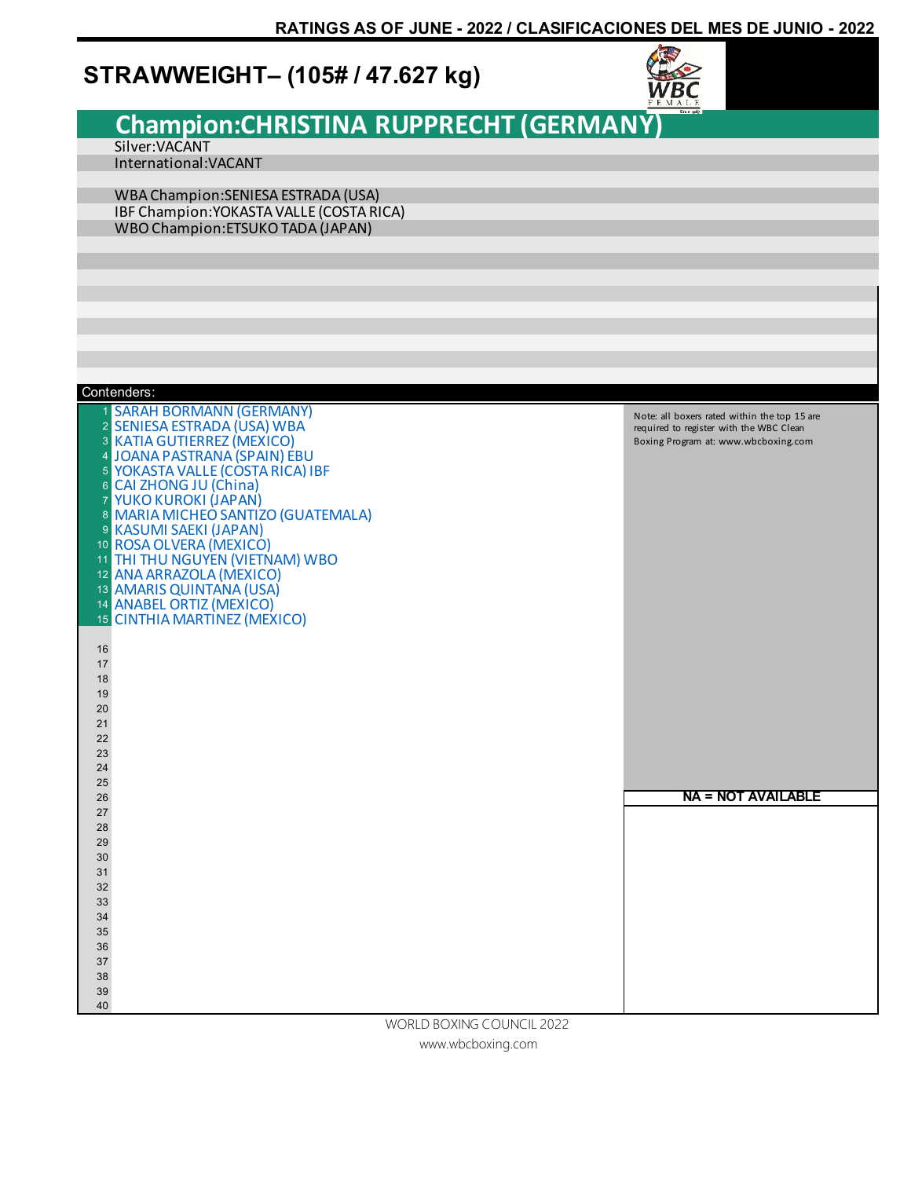RATINGS AS OF JUNE - 2022 / CLASIFICACIONES DEL MES DE JUNIO - 2022

# STRAWWEIGHT– (105# / 47.627 kg)

## Champion:CHRISTINA RUPPRECHT (GERMANY)

Silver:VACANT
International:VACANT

WBA Champion:SENIESA ESTRADA (USA)
IBF Champion:YOKASTA VALLE (COSTA RICA)
WBO Champion:ETSUKO TADA (JAPAN)

Contenders:

1. SARAH BORMANN (GERMANY)
2. SENIESA ESTRADA (USA) WBA
3. KATIA GUTIERREZ (MEXICO)
4. JOANA PASTRANA (SPAIN) EBU
5. YOKASTA VALLE (COSTA RICA) IBF
6. CAI ZHONG JU (China)
7. YUKO KUROKI (JAPAN)
8. MARIA MICHEO SANTIZO (GUATEMALA)
9. KASUMI SAEKI (JAPAN)
10. ROSA OLVERA (MEXICO)
11. THI THU NGUYEN (VIETNAM) WBO
12. ANA ARRAZOLA (MEXICO)
13. AMARIS QUINTANA (USA)
14. ANABEL ORTIZ (MEXICO)
15. CINTHIA MARTINEZ (MEXICO)

Note: all boxers rated within the top 15 are required to register with the WBC Clean Boxing Program at: www.wbcboxing.com

**NA = NOT AVAILABLE**

WORLD BOXING COUNCIL 2022
www.wbcboxing.com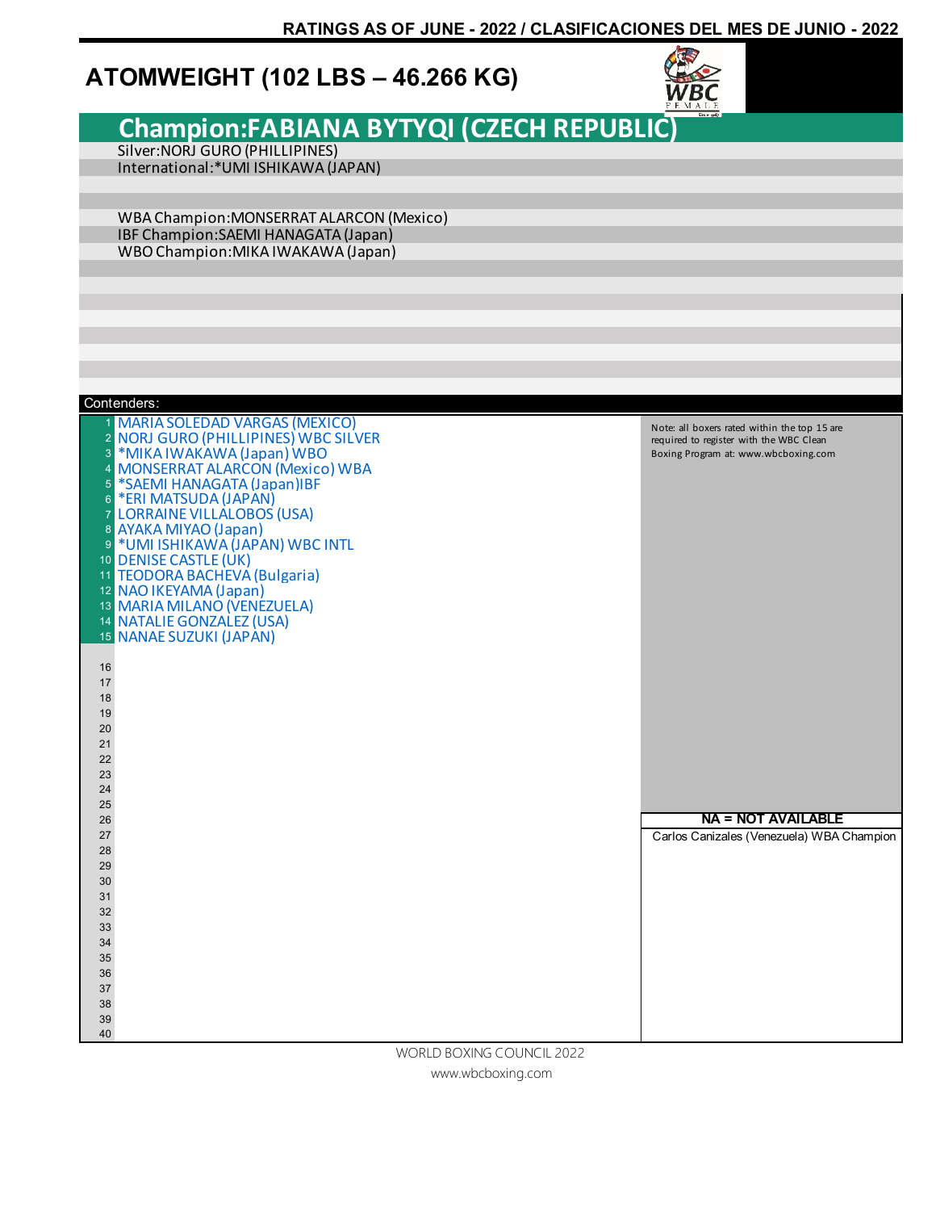RATINGS AS OF JUNE - 2022 / CLASIFICACIONES DEL MES DE JUNIO - 2022

# ATOMWEIGHT (102 LBS – 46.266 KG)

## Champion:FABIANA BYTYQI (CZECH REPUBLIC)

Silver:NORJ GURO (PHILLIPINES)
International:*UMI ISHIKAWA (JAPAN)

WBA Champion:MONSERRAT ALARCON (Mexico)
IBF Champion:SAEMI HANAGATA (Japan)
WBO Champion:MIKA IWAKAWA (Japan)

Contenders:

1. MARIA SOLEDAD VARGAS (MEXICO)
2. NORJ GURO (PHILLIPINES) WBC SILVER
3. *MIKA IWAKAWA (Japan) WBO
4. MONSERRAT ALARCON (Mexico) WBA
5. *SAEMI HANAGATA (Japan)IBF
6. *ERI MATSUDA (JAPAN)
7. LORRAINE VILLALOBOS (USA)
8. AYAKA MIYAO (Japan)
9. *UMI ISHIKAWA (JAPAN) WBC INTL
10. DENISE CASTLE (UK)
11. TEODORA BACHEVA (Bulgaria)
12. NAO IKEYAMA (Japan)
13. MARIA MILANO (VENEZUELA)
14. NATALIE GONZALEZ (USA)
15. NANAE SUZUKI (JAPAN)

Note: all boxers rated within the top 15 are required to register with the WBC Clean Boxing Program at: www.wbcboxing.com

**NA = NOT AVAILABLE**

Carlos Canizales (Venezuela) WBA Champion

WORLD BOXING COUNCIL 2022
www.wbcboxing.com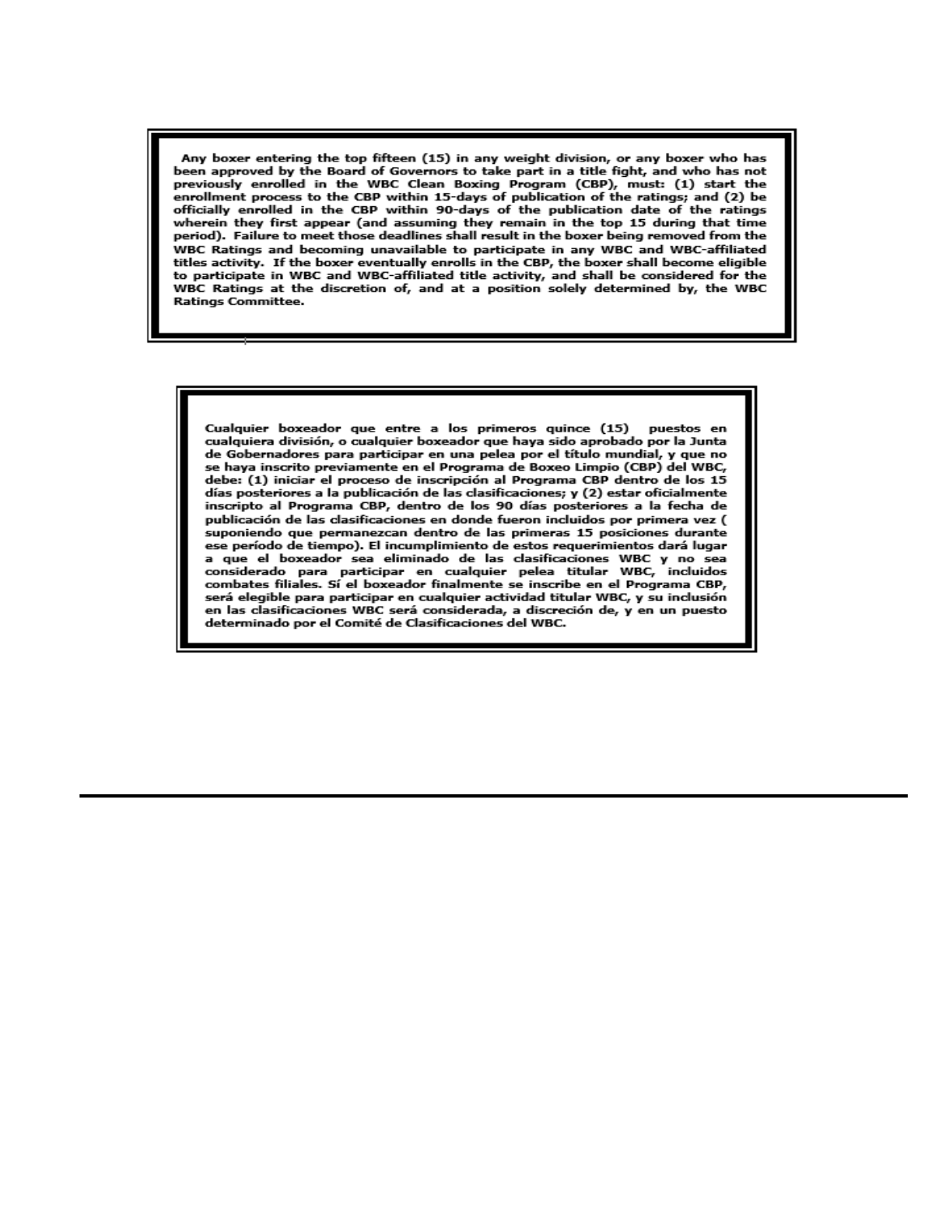Any boxer entering the top fifteen (15) in any weight division, or any boxer who has been approved by the Board of Governors to take part in a title fight, and who has not previously enrolled in the WBC Clean Boxing Program (CBP), must: (1) start the enrollment process to the CBP within 15-days of publication of the ratings; and (2) be officially enrolled in the CBP within 90-days of the publication date of the ratings wherein they first appear (and assuming they remain in the top 15 during that time period). Failure to meet those deadlines shall result in the boxer being removed from the WBC Ratings and becoming unavailable to participate in any WBC and WBC-affiliated titles activity. If the boxer eventually enrolls in the CBP, the boxer shall become eligible to participate in WBC and WBC-affiliated title activity, and shall be considered for the WBC Ratings at the discretion of, and at a position solely determined by, the WBC Ratings Committee.

Cualquier boxeador que entre a los primeros quince (15) puestos en cualquiera división, o cualquier boxeador que haya sido aprobado por la Junta de Gobernadores para participar en una pelea por el título mundial, y que no se haya inscrito previamente en el Programa de Boxeo Limpio (CBP) del WBC, debe: (1) iniciar el proceso de inscripción al Programa CBP dentro de los 15 días posteriores a la publicación de las clasificaciones; y (2) estar oficialmente inscripto al Programa CBP, dentro de los 90 días posteriores a la fecha de publicación de las clasificaciones en donde fueron incluidos por primera vez ( suponiendo que permanezcan dentro de las primeras 15 posiciones durante ese período de tiempo). El incumplimiento de estos requerimientos dará lugar a que el boxeador sea eliminado de las clasificaciones WBC y no sea considerado para participar en cualquier pelea titular WBC, incluidos combates filiales. Sí el boxeador finalmente se inscribe en el Programa CBP, será elegible para participar en cualquier actividad titular WBC, y su inclusión en las clasificaciones WBC será considerada, a discreción de, y en un puesto determinado por el Comité de Clasificaciones del WBC.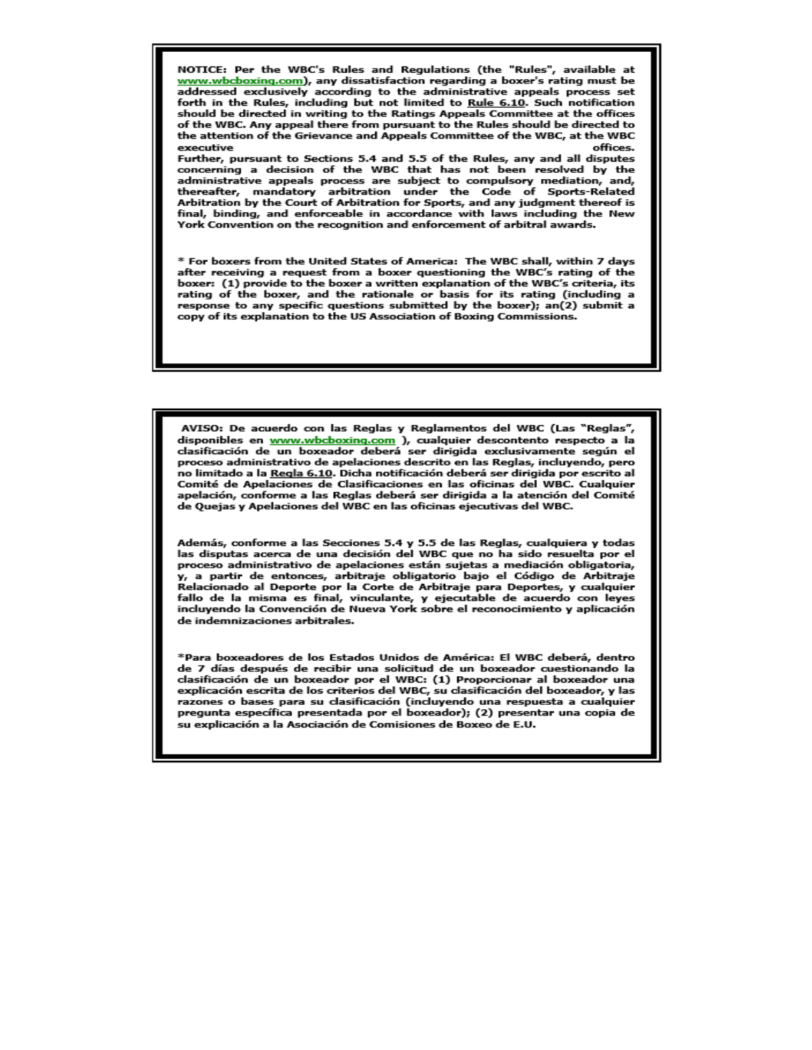**NOTICE: Per the WBC's Rules and Regulations (the "Rules", available at www.wbcboxing.com), any dissatisfaction regarding a boxer's rating must be addressed exclusively according to the administrative appeals process set forth in the Rules, including but not limited to Rule 6.10. Such notification should be directed in writing to the Ratings Appeals Committee at the offices of the WBC. Any appeal there from pursuant to the Rules should be directed to the attention of the Grievance and Appeals Committee of the WBC, at the WBC executive offices.**

**Further, pursuant to Sections 5.4 and 5.5 of the Rules, any and all disputes concerning a decision of the WBC that has not been resolved by the administrative appeals process are subject to compulsory mediation, and, thereafter, mandatory arbitration under the Code of Sports-Related Arbitration by the Court of Arbitration for Sports, and any judgment thereof is final, binding, and enforceable in accordance with laws including the New York Convention on the recognition and enforcement of arbitral awards.**

**\* For boxers from the United States of America: The WBC shall, within 7 days after receiving a request from a boxer questioning the WBC's rating of the boxer: (1) provide to the boxer a written explanation of the WBC's criteria, its rating of the boxer, and the rationale or basis for its rating (including a response to any specific questions submitted by the boxer); an(2) submit a copy of its explanation to the US Association of Boxing Commissions.**

---

**AVISO: De acuerdo con las Reglas y Reglamentos del WBC (Las "Reglas", disponibles en www.wbcboxing.com ), cualquier descontento respecto a la clasificación de un boxeador deberá ser dirigida exclusivamente según el proceso administrativo de apelaciones descrito en las Reglas, incluyendo, pero no limitado a la Regla 6.10. Dicha notificación deberá ser dirigida por escrito al Comité de Apelaciones de Clasificaciones en las oficinas del WBC. Cualquier apelación, conforme a las Reglas deberá ser dirigida a la atención del Comité de Quejas y Apelaciones del WBC en las oficinas ejecutivas del WBC.**

**Además, conforme a las Secciones 5.4 y 5.5 de las Reglas, cualquiera y todas las disputas acerca de una decisión del WBC que no ha sido resuelta por el proceso administrativo de apelaciones están sujetas a mediación obligatoria, y, a partir de entonces, arbitraje obligatorio bajo el Código de Arbitraje Relacionado al Deporte por la Corte de Arbitraje para Deportes, y cualquier fallo de la misma es final, vinculante, y ejecutable de acuerdo con leyes incluyendo la Convención de Nueva York sobre el reconocimiento y aplicación de indemnizaciones arbitrales.**

**\*Para boxeadores de los Estados Unidos de América: El WBC deberá, dentro de 7 días después de recibir una solicitud de un boxeador cuestionando la clasificación de un boxeador por el WBC: (1) Proporcionar al boxeador una explicación escrita de los criterios del WBC, su clasificación del boxeador, y las razones o bases para su clasificación (incluyendo una respuesta a cualquier pregunta específica presentada por el boxeador); (2) presentar una copia de su explicación a la Asociación de Comisiones de Boxeo de E.U.**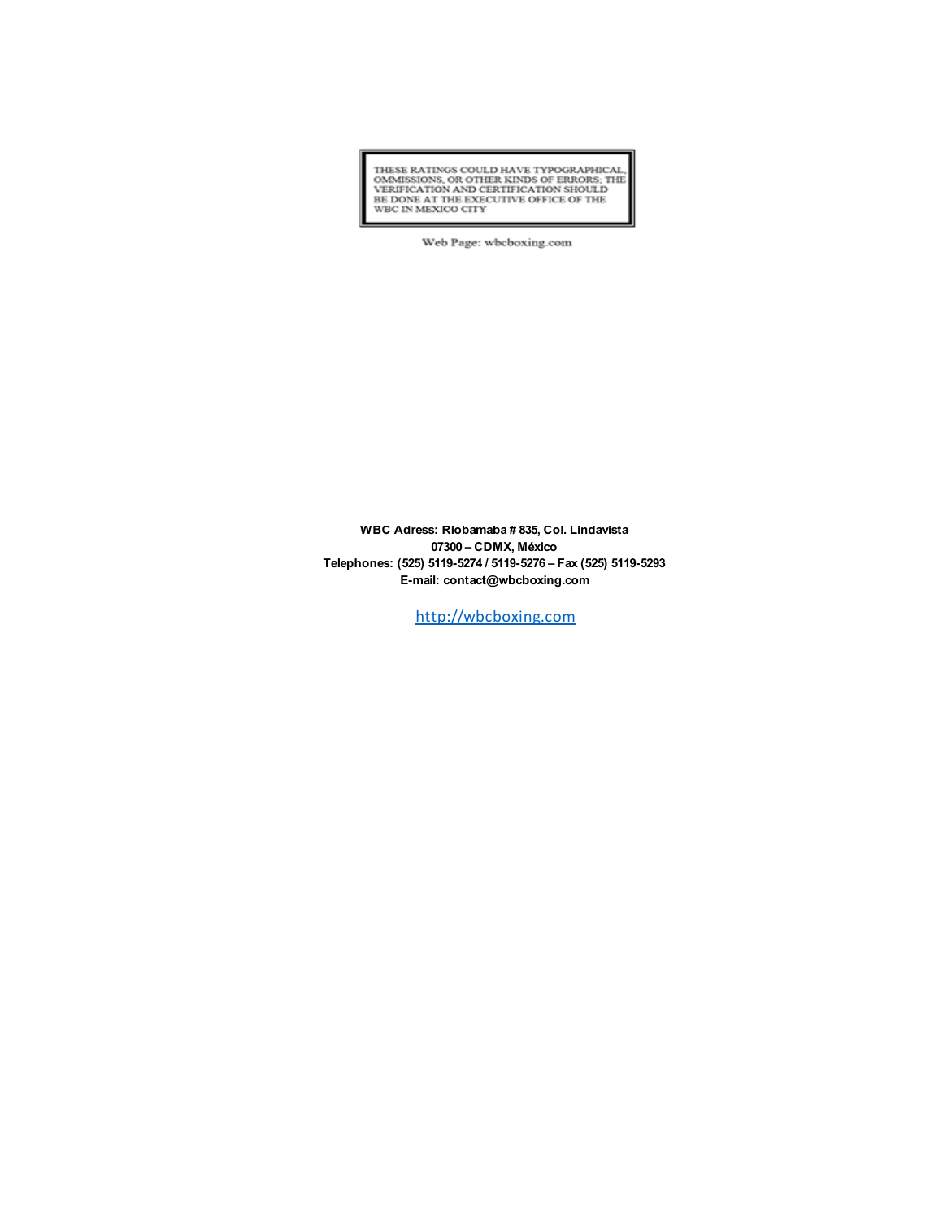THESE RATINGS COULD HAVE TYPOGRAPHICAL, OMMISSIONS, OR OTHER KINDS OF ERRORS; THE VERIFICATION AND CERTIFICATION SHOULD BE DONE AT THE EXECUTIVE OFFICE OF THE WBC IN MEXICO CITY

Web Page: wbcboxing.com

**WBC Adress: Riobamaba # 835, Col. Lindavista**
**07300 – CDMX, México**
**Telephones: (525) 5119-5274 / 5119-5276 – Fax (525) 5119-5293**
**E-mail: contact@wbcboxing.com**

http://wbcboxing.com